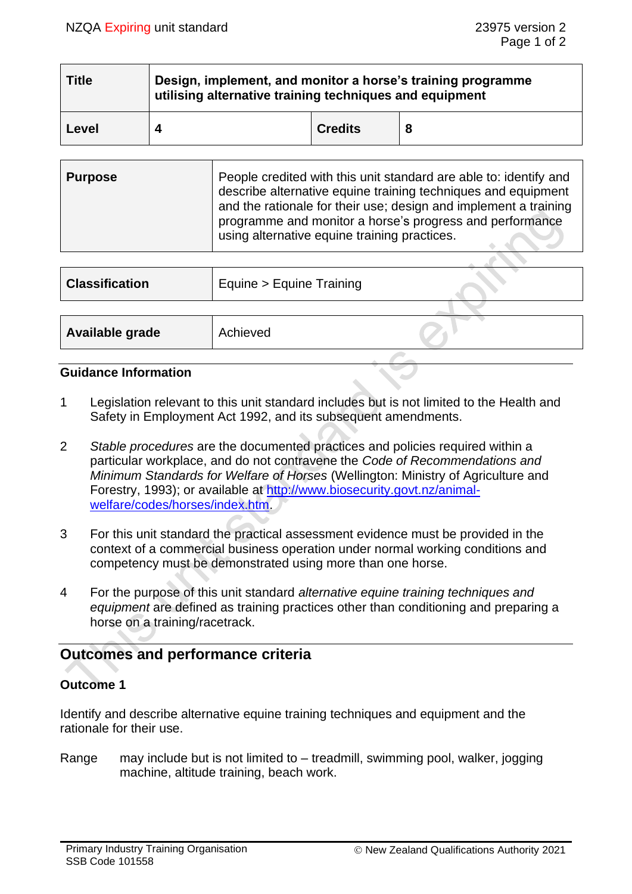| Title | Design, implement, and monitor a horse's training programme utilising alternative training techniques and equipment | | |
|---|---|---|---|
| **Level** | **4** | **Credits** | **8** |

| Purpose | People credited with this unit standard are able to: identify and describe alternative equine training techniques and equipment and the rationale for their use; design and implement a training programme and monitor a horse's progress and performance using alternative equine training practices. |
|---|---|

| Classification | Equine > Equine Training |
|---|---|

| Available grade | Achieved |
|---|---|

## Guidance Information

1. Legislation relevant to this unit standard includes but is not limited to the Health and Safety in Employment Act 1992, and its subsequent amendments.

2. *Stable procedures* are the documented practices and policies required within a particular workplace, and do not contravene the *Code of Recommendations and Minimum Standards for Welfare of Horses* (Wellington: Ministry of Agriculture and Forestry, 1993); or available at http://www.biosecurity.govt.nz/animal-welfare/codes/horses/index.htm.

3. For this unit standard the practical assessment evidence must be provided in the context of a commercial business operation under normal working conditions and competency must be demonstrated using more than one horse.

4. For the purpose of this unit standard *alternative equine training techniques and equipment* are defined as training practices other than conditioning and preparing a horse on a training/racetrack.

## Outcomes and performance criteria

### Outcome 1

Identify and describe alternative equine training techniques and equipment and the rationale for their use.

Range may include but is not limited to – treadmill, swimming pool, walker, jogging machine, altitude training, beach work.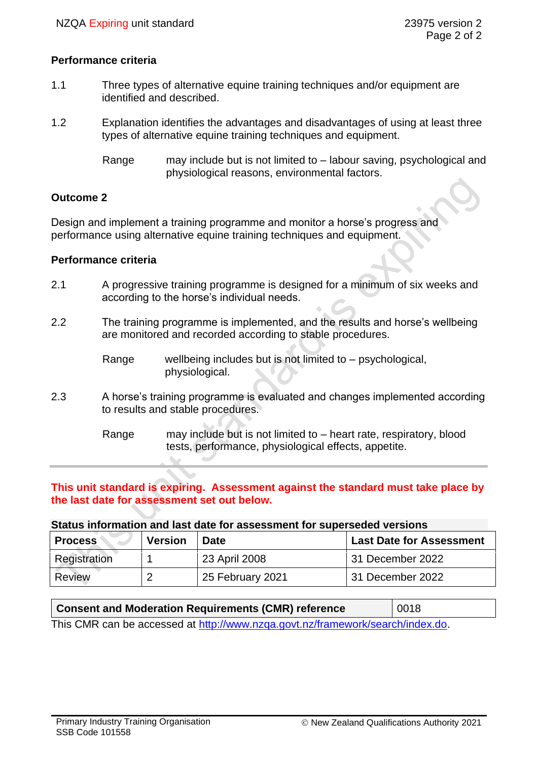### Performance criteria

1.1 Three types of alternative equine training techniques and/or equipment are identified and described.

1.2 Explanation identifies the advantages and disadvantages of using at least three types of alternative equine training techniques and equipment.

Range may include but is not limited to – labour saving, psychological and physiological reasons, environmental factors.

## Outcome 2

Design and implement a training programme and monitor a horse's progress and performance using alternative equine training techniques and equipment.

### Performance criteria

2.1 A progressive training programme is designed for a minimum of six weeks and according to the horse's individual needs.

2.2 The training programme is implemented, and the results and horse's wellbeing are monitored and recorded according to stable procedures.

Range wellbeing includes but is not limited to – psychological, physiological.

2.3 A horse's training programme is evaluated and changes implemented according to results and stable procedures.

Range may include but is not limited to – heart rate, respiratory, blood tests, performance, physiological effects, appetite.

---

**This unit standard is expiring. Assessment against the standard must take place by the last date for assessment set out below.**

**Status information and last date for assessment for superseded versions**

| Process | Version | Date | Last Date for Assessment |
|---|---|---|---|
| Registration | 1 | 23 April 2008 | 31 December 2022 |
| Review | 2 | 25 February 2021 | 31 December 2022 |

| Consent and Moderation Requirements (CMR) reference | 0018 |
|---|---|

This CMR can be accessed at http://www.nzqa.govt.nz/framework/search/index.do.

Primary Industry Training Organisation
SSB Code 101558

© New Zealand Qualifications Authority 2021